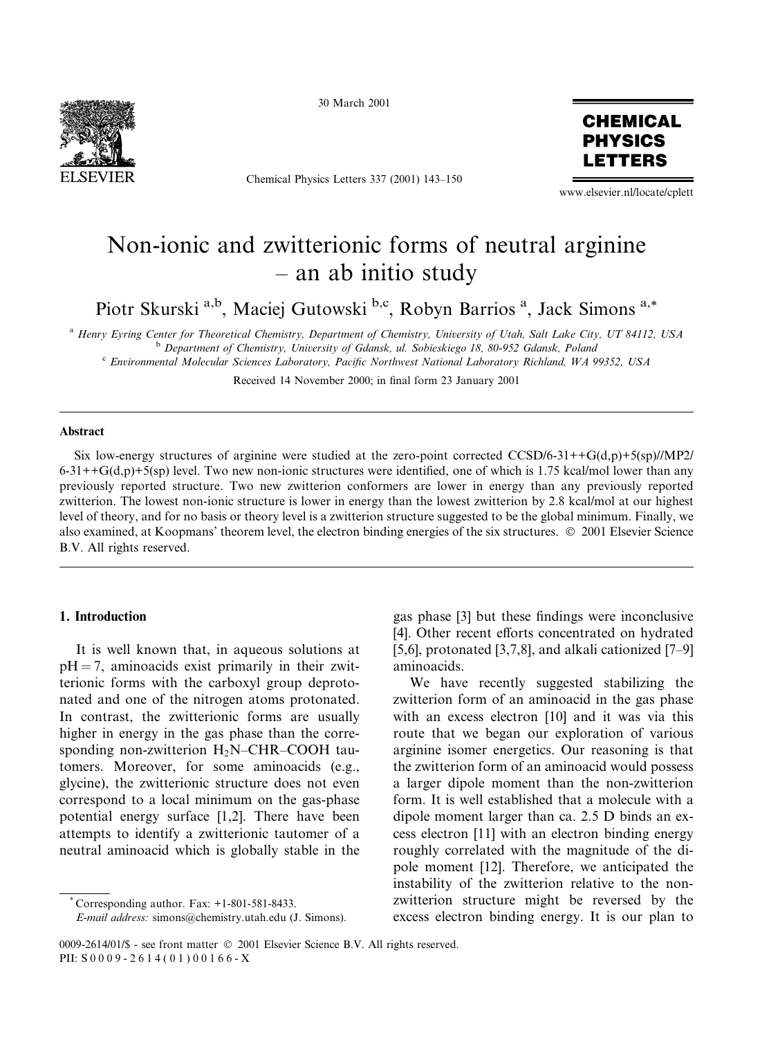# Non-ionic and zwitterionic forms of neutral arginine – an ab initio study

Piotr Skurski [a,b], Maciej Gutowski [b,c], Robyn Barrios [a], Jack Simons [a,*]

[a] Henry Eyring Center for Theoretical Chemistry, Department of Chemistry, University of Utah, Salt Lake City, UT 84112, USA
[b] Department of Chemistry, University of Gdansk, ul. Sobieskiego 18, 80-952 Gdansk, Poland
[c] Environmental Molecular Sciences Laboratory, Pacific Northwest National Laboratory Richland, WA 99352, USA

Received 14 November 2000; in final form 23 January 2001

## Abstract

Six low-energy structures of arginine were studied at the zero-point corrected CCSD/6-31++G(d,p)+5(sp)//MP2/6-31++G(d,p)+5(sp) level. Two new non-ionic structures were identified, one of which is 1.75 kcal/mol lower than any previously reported structure. Two new zwitterion conformers are lower in energy than any previously reported zwitterion. The lowest non-ionic structure is lower in energy than the lowest zwitterion by 2.8 kcal/mol at our highest level of theory, and for no basis or theory level is a zwitterion structure suggested to be the global minimum. Finally, we also examined, at Koopmans' theorem level, the electron binding energies of the six structures. © 2001 Elsevier Science B.V. All rights reserved.

## 1. Introduction

It is well known that, in aqueous solutions at pH = 7, aminoacids exist primarily in their zwitterionic forms with the carboxyl group deprotonated and one of the nitrogen atoms protonated. In contrast, the zwitterionic forms are usually higher in energy in the gas phase than the corresponding non-zwitterion $H_2N$–CHR–COOH tautomers. Moreover, for some aminoacids (e.g., glycine), the zwitterionic structure does not even correspond to a local minimum on the gas-phase potential energy surface [1,2]. There have been attempts to identify a zwitterionic tautomer of a neutral aminoacid which is globally stable in the gas phase [3] but these findings were inconclusive [4]. Other recent efforts concentrated on hydrated [5,6], protonated [3,7,8], and alkali cationized [7–9] aminoacids.

We have recently suggested stabilizing the zwitterion form of an aminoacid in the gas phase with an excess electron [10] and it was via this route that we began our exploration of various arginine isomer energetics. Our reasoning is that the zwitterion form of an aminoacid would possess a larger dipole moment than the non-zwitterion form. It is well established that a molecule with a dipole moment larger than ca. 2.5 D binds an excess electron [11] with an electron binding energy roughly correlated with the magnitude of the dipole moment [12]. Therefore, we anticipated the instability of the zwitterion relative to the non-zwitterion structure might be reversed by the excess electron binding energy. It is our plan to

* Corresponding author. Fax: +1-801-581-8433.
E-mail address: simons@chemistry.utah.edu (J. Simons).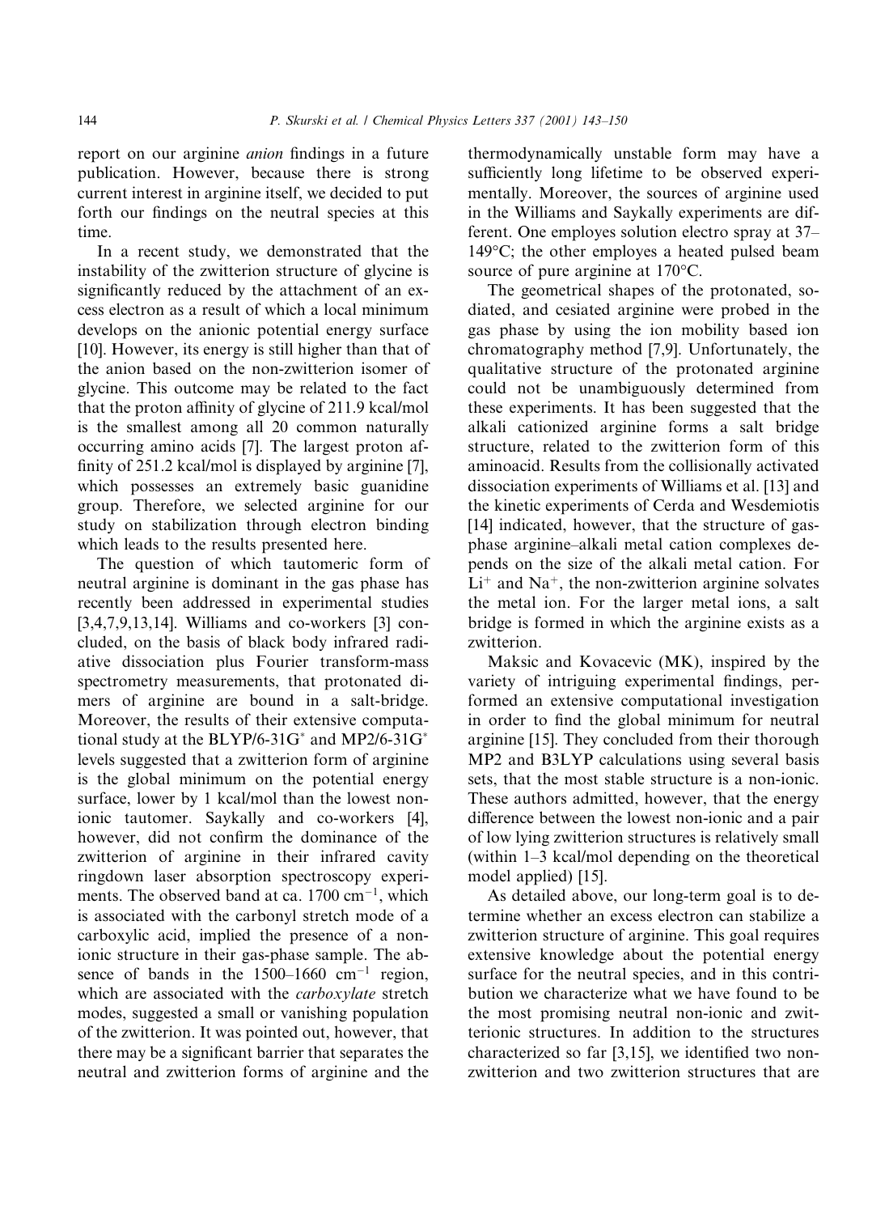report on our arginine *anion* findings in a future publication. However, because there is strong current interest in arginine itself, we decided to put forth our findings on the neutral species at this time.

In a recent study, we demonstrated that the instability of the zwitterion structure of glycine is significantly reduced by the attachment of an excess electron as a result of which a local minimum develops on the anionic potential energy surface [10]. However, its energy is still higher than that of the anion based on the non-zwitterion isomer of glycine. This outcome may be related to the fact that the proton affinity of glycine of 211.9 kcal/mol is the smallest among all 20 common naturally occurring amino acids [7]. The largest proton affinity of 251.2 kcal/mol is displayed by arginine [7], which possesses an extremely basic guanidine group. Therefore, we selected arginine for our study on stabilization through electron binding which leads to the results presented here.

The question of which tautomeric form of neutral arginine is dominant in the gas phase has recently been addressed in experimental studies [3,4,7,9,13,14]. Williams and co-workers [3] concluded, on the basis of black body infrared radiative dissociation plus Fourier transform-mass spectrometry measurements, that protonated dimers of arginine are bound in a salt-bridge. Moreover, the results of their extensive computational study at the BLYP/6-31G* and MP2/6-31G* levels suggested that a zwitterion form of arginine is the global minimum on the potential energy surface, lower by 1 kcal/mol than the lowest non-ionic tautomer. Saykally and co-workers [4], however, did not confirm the dominance of the zwitterion of arginine in their infrared cavity ringdown laser absorption spectroscopy experiments. The observed band at ca. 1700 $cm^{-1}$, which is associated with the carbonyl stretch mode of a carboxylic acid, implied the presence of a non-ionic structure in their gas-phase sample. The absence of bands in the 1500–1660 $cm^{-1}$ region, which are associated with the *carboxylate* stretch modes, suggested a small or vanishing population of the zwitterion. It was pointed out, however, that there may be a significant barrier that separates the neutral and zwitterion forms of arginine and the thermodynamically unstable form may have a sufficiently long lifetime to be observed experimentally. Moreover, the sources of arginine used in the Williams and Saykally experiments are different. One employes solution electro spray at 37–149°C; the other employes a heated pulsed beam source of pure arginine at 170°C.

The geometrical shapes of the protonated, sodiated, and cesiated arginine were probed in the gas phase by using the ion mobility based ion chromatography method [7,9]. Unfortunately, the qualitative structure of the protonated arginine could not be unambiguously determined from these experiments. It has been suggested that the alkali cationized arginine forms a salt bridge structure, related to the zwitterion form of this aminoacid. Results from the collisionally activated dissociation experiments of Williams et al. [13] and the kinetic experiments of Cerda and Wesdemiotis [14] indicated, however, that the structure of gas-phase arginine–alkali metal cation complexes depends on the size of the alkali metal cation. For $Li^+$ and $Na^+$, the non-zwitterion arginine solvates the metal ion. For the larger metal ions, a salt bridge is formed in which the arginine exists as a zwitterion.

Maksic and Kovacevic (MK), inspired by the variety of intriguing experimental findings, performed an extensive computational investigation in order to find the global minimum for neutral arginine [15]. They concluded from their thorough MP2 and B3LYP calculations using several basis sets, that the most stable structure is a non-ionic. These authors admitted, however, that the energy difference between the lowest non-ionic and a pair of low lying zwitterion structures is relatively small (within 1–3 kcal/mol depending on the theoretical model applied) [15].

As detailed above, our long-term goal is to determine whether an excess electron can stabilize a zwitterion structure of arginine. This goal requires extensive knowledge about the potential energy surface for the neutral species, and in this contribution we characterize what we have found to be the most promising neutral non-ionic and zwitterionic structures. In addition to the structures characterized so far [3,15], we identified two non-zwitterion and two zwitterion structures that are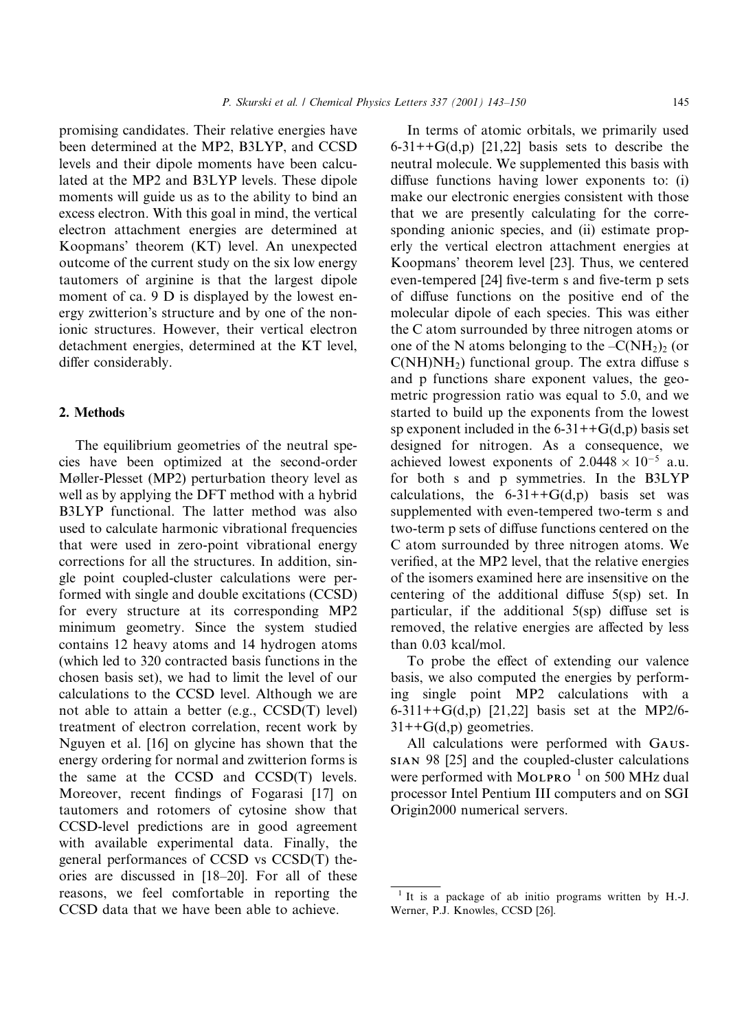promising candidates. Their relative energies have been determined at the MP2, B3LYP, and CCSD levels and their dipole moments have been calculated at the MP2 and B3LYP levels. These dipole moments will guide us as to the ability to bind an excess electron. With this goal in mind, the vertical electron attachment energies are determined at Koopmans' theorem (KT) level. An unexpected outcome of the current study on the six low energy tautomers of arginine is that the largest dipole moment of ca. 9 D is displayed by the lowest energy zwitterion's structure and by one of the nonionic structures. However, their vertical electron detachment energies, determined at the KT level, differ considerably.

## 2. Methods

The equilibrium geometries of the neutral species have been optimized at the second-order Møller-Plesset (MP2) perturbation theory level as well as by applying the DFT method with a hybrid B3LYP functional. The latter method was also used to calculate harmonic vibrational frequencies that were used in zero-point vibrational energy corrections for all the structures. In addition, single point coupled-cluster calculations were performed with single and double excitations (CCSD) for every structure at its corresponding MP2 minimum geometry. Since the system studied contains 12 heavy atoms and 14 hydrogen atoms (which led to 320 contracted basis functions in the chosen basis set), we had to limit the level of our calculations to the CCSD level. Although we are not able to attain a better (e.g., CCSD(T) level) treatment of electron correlation, recent work by Nguyen et al. [16] on glycine has shown that the energy ordering for normal and zwitterion forms is the same at the CCSD and CCSD(T) levels. Moreover, recent findings of Fogarasi [17] on tautomers and rotomers of cytosine show that CCSD-level predictions are in good agreement with available experimental data. Finally, the general performances of CCSD vs CCSD(T) theories are discussed in [18–20]. For all of these reasons, we feel comfortable in reporting the CCSD data that we have been able to achieve.

In terms of atomic orbitals, we primarily used 6-31++G(d,p) [21,22] basis sets to describe the neutral molecule. We supplemented this basis with diffuse functions having lower exponents to: (i) make our electronic energies consistent with those that we are presently calculating for the corresponding anionic species, and (ii) estimate properly the vertical electron attachment energies at Koopmans' theorem level [23]. Thus, we centered even-tempered [24] five-term s and five-term p sets of diffuse functions on the positive end of the molecular dipole of each species. This was either the C atom surrounded by three nitrogen atoms or one of the N atoms belonging to the $–C(NH_2)_2$ (or $C(NH)NH_2$) functional group. The extra diffuse s and p functions share exponent values, the geometric progression ratio was equal to 5.0, and we started to build up the exponents from the lowest sp exponent included in the 6-31++G(d,p) basis set designed for nitrogen. As a consequence, we achieved lowest exponents of $2.0448 \times 10^{-5}$ a.u. for both s and p symmetries. In the B3LYP calculations, the 6-31++G(d,p) basis set was supplemented with even-tempered two-term s and two-term p sets of diffuse functions centered on the C atom surrounded by three nitrogen atoms. We verified, at the MP2 level, that the relative energies of the isomers examined here are insensitive on the centering of the additional diffuse 5(sp) set. In particular, if the additional 5(sp) diffuse set is removed, the relative energies are affected by less than 0.03 kcal/mol.

To probe the effect of extending our valence basis, we also computed the energies by performing single point MP2 calculations with a 6-311++G(d,p) [21,22] basis set at the MP2/6-31++G(d,p) geometries.

All calculations were performed with Gaussian 98 [25] and the coupled-cluster calculations were performed with Molpro [1] on 500 MHz dual processor Intel Pentium III computers and on SGI Origin2000 numerical servers.

[1] It is a package of ab initio programs written by H.-J. Werner, P.J. Knowles, CCSD [26].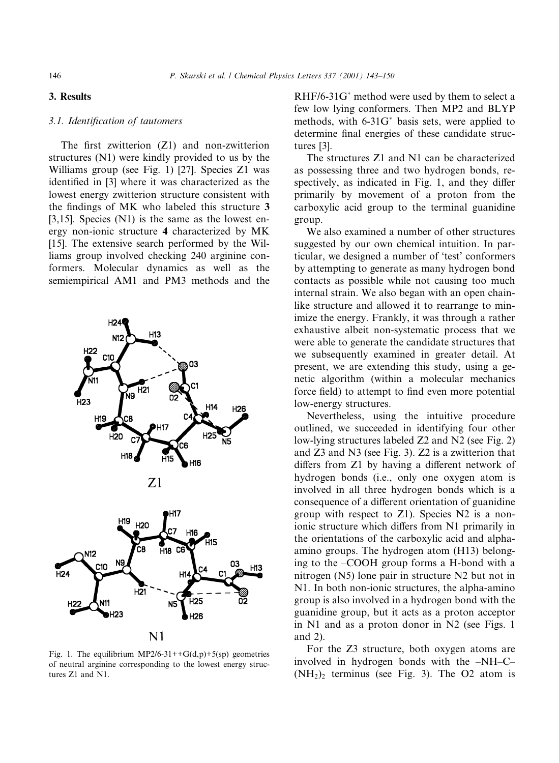## 3. Results

### 3.1. Identification of tautomers

The first zwitterion (Z1) and non-zwitterion structures (N1) were kindly provided to us by the Williams group (see Fig. 1) [27]. Species Z1 was identified in [3] where it was characterized as the lowest energy zwitterion structure consistent with the findings of MK who labeled this structure **3** [3,15]. Species (N1) is the same as the lowest energy non-ionic structure **4** characterized by MK [15]. The extensive search performed by the Williams group involved checking 240 arginine conformers. Molecular dynamics as well as the semiempirical AM1 and PM3 methods and the RHF/6-31G* method were used by them to select a few low lying conformers. Then MP2 and BLYP methods, with 6-31G* basis sets, were applied to determine final energies of these candidate structures [3].

Fig. 1. The equilibrium MP2/6-31++G(d,p)+5(sp) geometries of neutral arginine corresponding to the lowest energy structures Z1 and N1.

The structures Z1 and N1 can be characterized as possessing three and two hydrogen bonds, respectively, as indicated in Fig. 1, and they differ primarily by movement of a proton from the carboxylic acid group to the terminal guanidine group.

We also examined a number of other structures suggested by our own chemical intuition. In particular, we designed a number of 'test' conformers by attempting to generate as many hydrogen bond contacts as possible while not causing too much internal strain. We also began with an open chain-like structure and allowed it to rearrange to minimize the energy. Frankly, it was through a rather exhaustive albeit non-systematic process that we were able to generate the candidate structures that we subsequently examined in greater detail. At present, we are extending this study, using a genetic algorithm (within a molecular mechanics force field) to attempt to find even more potential low-energy structures.

Nevertheless, using the intuitive procedure outlined, we succeeded in identifying four other low-lying structures labeled Z2 and N2 (see Fig. 2) and Z3 and N3 (see Fig. 3). Z2 is a zwitterion that differs from Z1 by having a different network of hydrogen bonds (i.e., only one oxygen atom is involved in all three hydrogen bonds which is a consequence of a different orientation of guanidine group with respect to Z1). Species N2 is a non-ionic structure which differs from N1 primarily in the orientations of the carboxylic acid and alpha-amino groups. The hydrogen atom (H13) belonging to the –COOH group forms a H-bond with a nitrogen (N5) lone pair in structure N2 but not in N1. In both non-ionic structures, the alpha-amino group is also involved in a hydrogen bond with the guanidine group, but it acts as a proton acceptor in N1 and as a proton donor in N2 (see Figs. 1 and 2).

For the Z3 structure, both oxygen atoms are involved in hydrogen bonds with the –NH–C–$(NH_2)_2$ terminus (see Fig. 3). The O2 atom is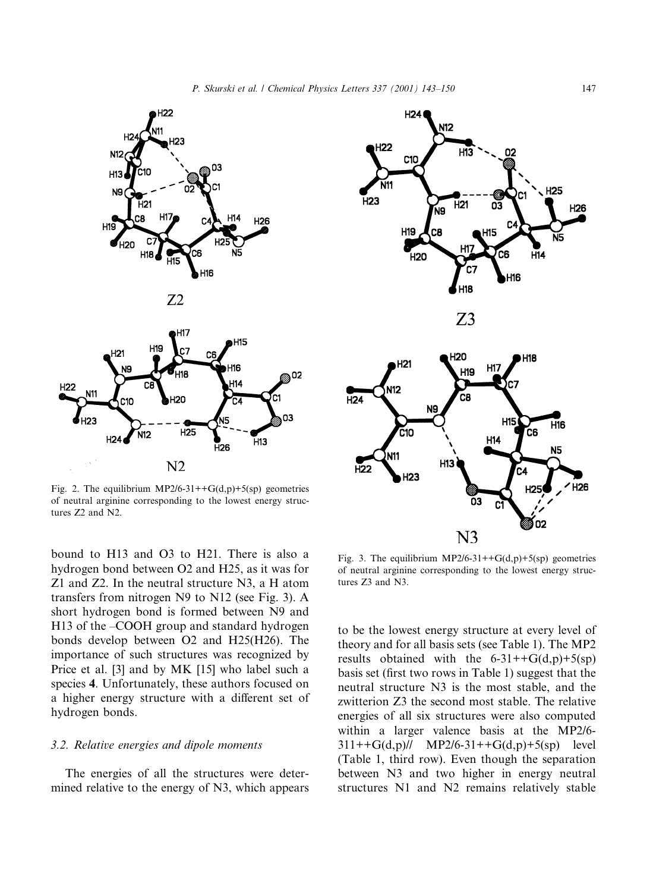Fig. 2. The equilibrium MP2/6-31++G(d,p)+5(sp) geometries of neutral arginine corresponding to the lowest energy structures Z2 and N2.

bound to H13 and O3 to H21. There is also a hydrogen bond between O2 and H25, as it was for Z1 and Z2. In the neutral structure N3, a H atom transfers from nitrogen N9 to N12 (see Fig. 3). A short hydrogen bond is formed between N9 and H13 of the –COOH group and standard hydrogen bonds develop between O2 and H25(H26). The importance of such structures was recognized by Price et al. [3] and by MK [15] who label such a species **4**. Unfortunately, these authors focused on a higher energy structure with a different set of hydrogen bonds.

Fig. 3. The equilibrium MP2/6-31++G(d,p)+5(sp) geometries of neutral arginine corresponding to the lowest energy structures Z3 and N3.

### 3.2. Relative energies and dipole moments

The energies of all the structures were determined relative to the energy of N3, which appears to be the lowest energy structure at every level of theory and for all basis sets (see Table 1). The MP2 results obtained with the 6-31++G(d,p)+5(sp) basis set (first two rows in Table 1) suggest that the neutral structure N3 is the most stable, and the zwitterion Z3 the second most stable. The relative energies of all six structures were also computed within a larger valence basis at the MP2/6-311++G(d,p)// MP2/6-31++G(d,p)+5(sp) level (Table 1, third row). Even though the separation between N3 and two higher in energy neutral structures N1 and N2 remains relatively stable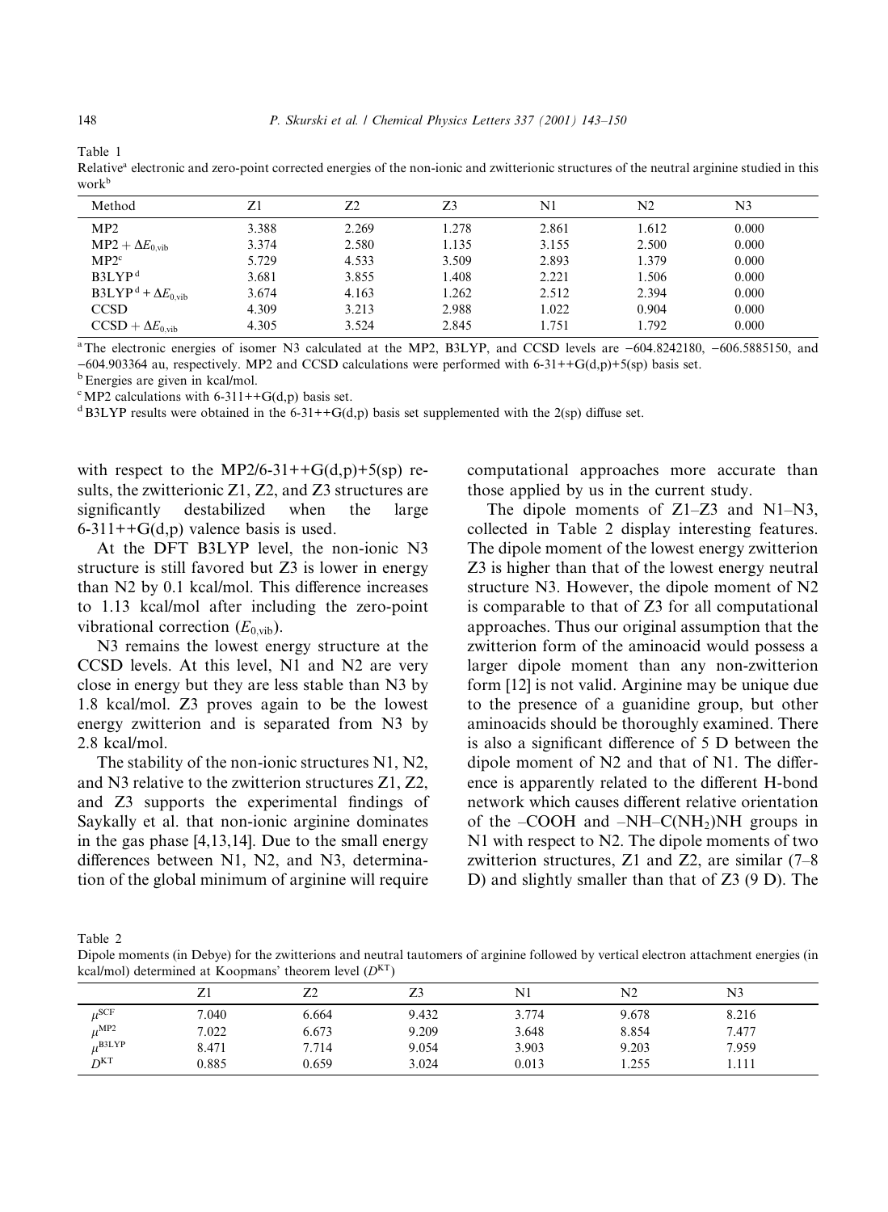Table 1

Relative[a] electronic and zero-point corrected energies of the non-ionic and zwitterionic structures of the neutral arginine studied in this work[b]

| Method | Z1 | Z2 | Z3 | N1 | N2 | N3 |
|---|---|---|---|---|---|---|
| MP2 | 3.388 | 2.269 | 1.278 | 2.861 | 1.612 | 0.000 |
| MP2 + $\Delta E_{0,\text{vib}}$ | 3.374 | 2.580 | 1.135 | 3.155 | 2.500 | 0.000 |
| MP2[c] | 5.729 | 4.533 | 3.509 | 2.893 | 1.379 | 0.000 |
| B3LYP[d] | 3.681 | 3.855 | 1.408 | 2.221 | 1.506 | 0.000 |
| B3LYP[d] + $\Delta E_{0,\text{vib}}$ | 3.674 | 4.163 | 1.262 | 2.512 | 2.394 | 0.000 |
| CCSD | 4.309 | 3.213 | 2.988 | 1.022 | 0.904 | 0.000 |
| CCSD + $\Delta E_{0,\text{vib}}$ | 4.305 | 3.524 | 2.845 | 1.751 | 1.792 | 0.000 |

[a] The electronic energies of isomer N3 calculated at the MP2, B3LYP, and CCSD levels are −604.8242180, −606.5885150, and −604.903364 au, respectively. MP2 and CCSD calculations were performed with 6-31++G(d,p)+5(sp) basis set.

[b] Energies are given in kcal/mol.

[c] MP2 calculations with 6-311++G(d,p) basis set.

[d] B3LYP results were obtained in the 6-31++G(d,p) basis set supplemented with the 2(sp) diffuse set.

with respect to the MP2/6-31++G(d,p)+5(sp) results, the zwitterionic Z1, Z2, and Z3 structures are significantly destabilized when the large 6-311++G(d,p) valence basis is used.

At the DFT B3LYP level, the non-ionic N3 structure is still favored but Z3 is lower in energy than N2 by 0.1 kcal/mol. This difference increases to 1.13 kcal/mol after including the zero-point vibrational correction ($E_{0,\text{vib}}$).

N3 remains the lowest energy structure at the CCSD levels. At this level, N1 and N2 are very close in energy but they are less stable than N3 by 1.8 kcal/mol. Z3 proves again to be the lowest energy zwitterion and is separated from N3 by 2.8 kcal/mol.

The stability of the non-ionic structures N1, N2, and N3 relative to the zwitterion structures Z1, Z2, and Z3 supports the experimental findings of Saykally et al. that non-ionic arginine dominates in the gas phase [4,13,14]. Due to the small energy differences between N1, N2, and N3, determination of the global minimum of arginine will require computational approaches more accurate than those applied by us in the current study.

The dipole moments of Z1–Z3 and N1–N3, collected in Table 2 display interesting features. The dipole moment of the lowest energy zwitterion Z3 is higher than that of the lowest energy neutral structure N3. However, the dipole moment of N2 is comparable to that of Z3 for all computational approaches. Thus our original assumption that the zwitterion form of the aminoacid would possess a larger dipole moment than any non-zwitterion form [12] is not valid. Arginine may be unique due to the presence of a guanidine group, but other aminoacids should be thoroughly examined. There is also a significant difference of 5 D between the dipole moment of N2 and that of N1. The difference is apparently related to the different H-bond network which causes different relative orientation of the –COOH and –NH–C($NH_2$)NH groups in N1 with respect to N2. The dipole moments of two zwitterion structures, Z1 and Z2, are similar (7–8 D) and slightly smaller than that of Z3 (9 D). The

Table 2

Dipole moments (in Debye) for the zwitterions and neutral tautomers of arginine followed by vertical electron attachment energies (in kcal/mol) determined at Koopmans' theorem level ($D^{\text{KT}}$)

| | Z1 | Z2 | Z3 | N1 | N2 | N3 |
|---|---|---|---|---|---|---|
| $\mu^{\text{SCF}}$ | 7.040 | 6.664 | 9.432 | 3.774 | 9.678 | 8.216 |
| $\mu^{\text{MP2}}$ | 7.022 | 6.673 | 9.209 | 3.648 | 8.854 | 7.477 |
| $\mu^{\text{B3LYP}}$ | 8.471 | 7.714 | 9.054 | 3.903 | 9.203 | 7.959 |
| $D^{\text{KT}}$ | 0.885 | 0.659 | 3.024 | 0.013 | 1.255 | 1.111 |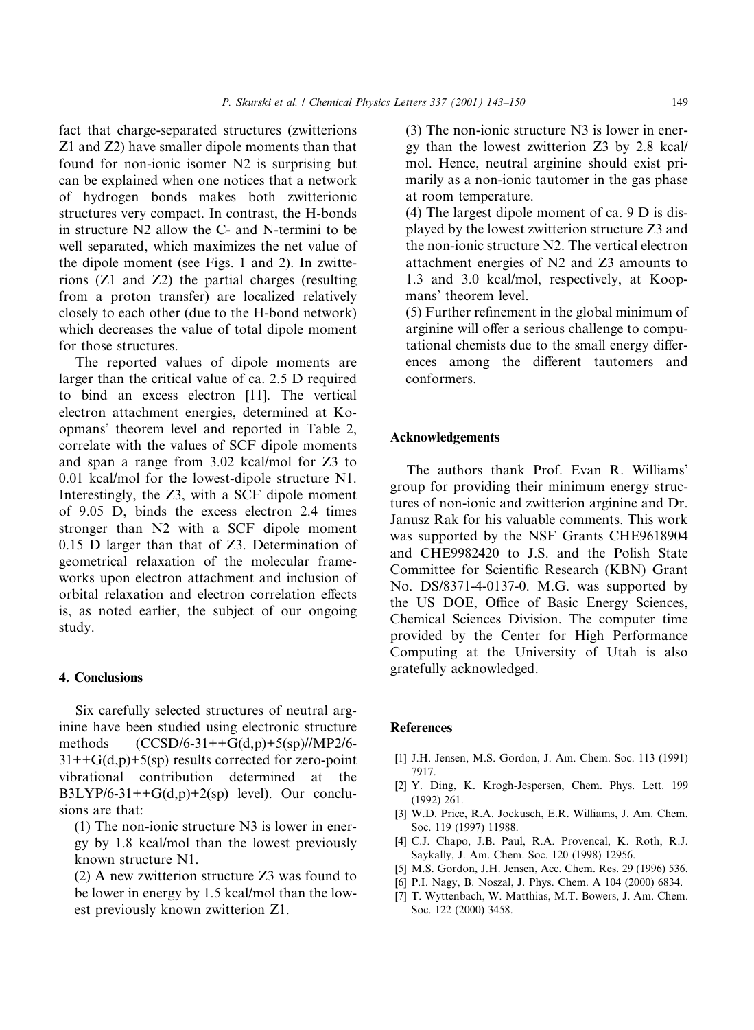fact that charge-separated structures (zwitterions Z1 and Z2) have smaller dipole moments than that found for non-ionic isomer N2 is surprising but can be explained when one notices that a network of hydrogen bonds makes both zwitterionic structures very compact. In contrast, the H-bonds in structure N2 allow the C- and N-termini to be well separated, which maximizes the net value of the dipole moment (see Figs. 1 and 2). In zwitterions (Z1 and Z2) the partial charges (resulting from a proton transfer) are localized relatively closely to each other (due to the H-bond network) which decreases the value of total dipole moment for those structures.

The reported values of dipole moments are larger than the critical value of ca. 2.5 D required to bind an excess electron [11]. The vertical electron attachment energies, determined at Koopmans' theorem level and reported in Table 2, correlate with the values of SCF dipole moments and span a range from 3.02 kcal/mol for Z3 to 0.01 kcal/mol for the lowest-dipole structure N1. Interestingly, the Z3, with a SCF dipole moment of 9.05 D, binds the excess electron 2.4 times stronger than N2 with a SCF dipole moment 0.15 D larger than that of Z3. Determination of geometrical relaxation of the molecular frameworks upon electron attachment and inclusion of orbital relaxation and electron correlation effects is, as noted earlier, the subject of our ongoing study.

## 4. Conclusions

Six carefully selected structures of neutral arginine have been studied using electronic structure methods (CCSD/6-31++G(d,p)+5(sp)//MP2/6-31++G(d,p)+5(sp) results corrected for zero-point vibrational contribution determined at the B3LYP/6-31++G(d,p)+2(sp) level). Our conclusions are that:

(1) The non-ionic structure N3 is lower in energy by 1.8 kcal/mol than the lowest previously known structure N1.

(2) A new zwitterion structure Z3 was found to be lower in energy by 1.5 kcal/mol than the lowest previously known zwitterion Z1.

(3) The non-ionic structure N3 is lower in energy than the lowest zwitterion Z3 by 2.8 kcal/mol. Hence, neutral arginine should exist primarily as a non-ionic tautomer in the gas phase at room temperature.

(4) The largest dipole moment of ca. 9 D is displayed by the lowest zwitterion structure Z3 and the non-ionic structure N2. The vertical electron attachment energies of N2 and Z3 amounts to 1.3 and 3.0 kcal/mol, respectively, at Koopmans' theorem level.

(5) Further refinement in the global minimum of arginine will offer a serious challenge to computational chemists due to the small energy differences among the different tautomers and conformers.

## Acknowledgements

The authors thank Prof. Evan R. Williams' group for providing their minimum energy structures of non-ionic and zwitterion arginine and Dr. Janusz Rak for his valuable comments. This work was supported by the NSF Grants CHE9618904 and CHE9982420 to J.S. and the Polish State Committee for Scientific Research (KBN) Grant No. DS/8371-4-0137-0. M.G. was supported by the US DOE, Office of Basic Energy Sciences, Chemical Sciences Division. The computer time provided by the Center for High Performance Computing at the University of Utah is also gratefully acknowledged.

## References

[1] J.H. Jensen, M.S. Gordon, J. Am. Chem. Soc. 113 (1991) 7917.

[2] Y. Ding, K. Krogh-Jespersen, Chem. Phys. Lett. 199 (1992) 261.

[3] W.D. Price, R.A. Jockusch, E.R. Williams, J. Am. Chem. Soc. 119 (1997) 11988.

[4] C.J. Chapo, J.B. Paul, R.A. Provencal, K. Roth, R.J. Saykally, J. Am. Chem. Soc. 120 (1998) 12956.

[5] M.S. Gordon, J.H. Jensen, Acc. Chem. Res. 29 (1996) 536.

[6] P.I. Nagy, B. Noszal, J. Phys. Chem. A 104 (2000) 6834.

[7] T. Wyttenbach, W. Matthias, M.T. Bowers, J. Am. Chem. Soc. 122 (2000) 3458.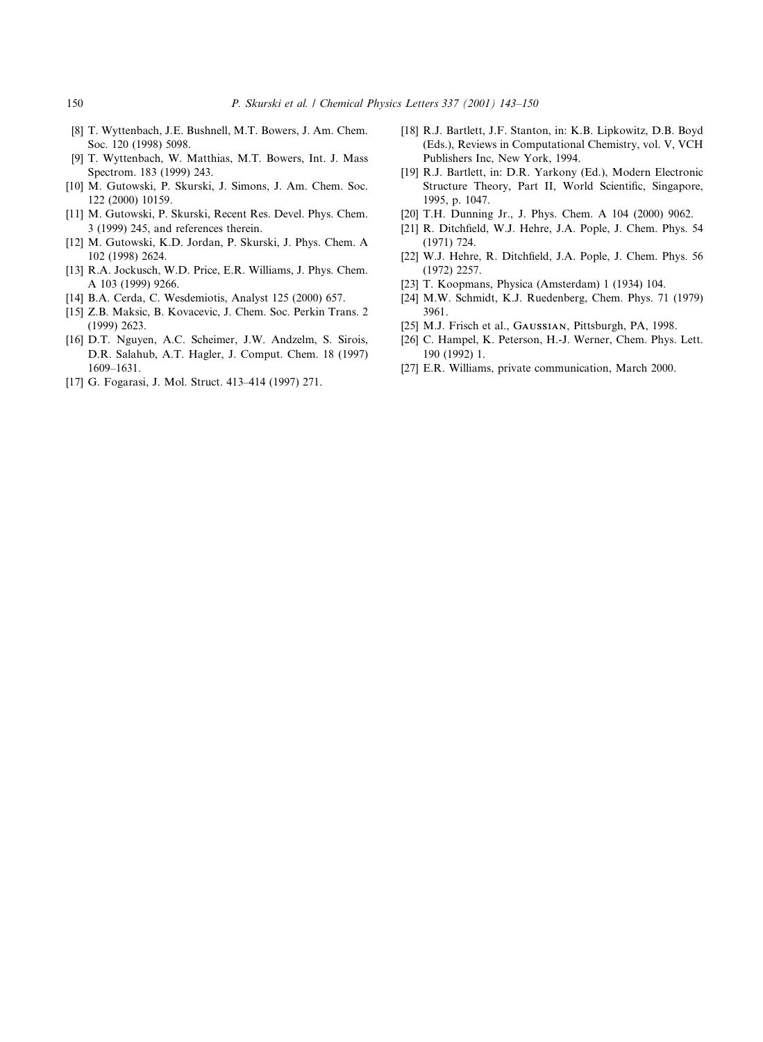[8] T. Wyttenbach, J.E. Bushnell, M.T. Bowers, J. Am. Chem. Soc. 120 (1998) 5098.

[9] T. Wyttenbach, W. Matthias, M.T. Bowers, Int. J. Mass Spectrom. 183 (1999) 243.

[10] M. Gutowski, P. Skurski, J. Simons, J. Am. Chem. Soc. 122 (2000) 10159.

[11] M. Gutowski, P. Skurski, Recent Res. Devel. Phys. Chem. 3 (1999) 245, and references therein.

[12] M. Gutowski, K.D. Jordan, P. Skurski, J. Phys. Chem. A 102 (1998) 2624.

[13] R.A. Jockusch, W.D. Price, E.R. Williams, J. Phys. Chem. A 103 (1999) 9266.

[14] B.A. Cerda, C. Wesdemiotis, Analyst 125 (2000) 657.

[15] Z.B. Maksic, B. Kovacevic, J. Chem. Soc. Perkin Trans. 2 (1999) 2623.

[16] D.T. Nguyen, A.C. Scheimer, J.W. Andzelm, S. Sirois, D.R. Salahub, A.T. Hagler, J. Comput. Chem. 18 (1997) 1609–1631.

[17] G. Fogarasi, J. Mol. Struct. 413–414 (1997) 271.

[18] R.J. Bartlett, J.F. Stanton, in: K.B. Lipkowitz, D.B. Boyd (Eds.), Reviews in Computational Chemistry, vol. V, VCH Publishers Inc, New York, 1994.

[19] R.J. Bartlett, in: D.R. Yarkony (Ed.), Modern Electronic Structure Theory, Part II, World Scientific, Singapore, 1995, p. 1047.

[20] T.H. Dunning Jr., J. Phys. Chem. A 104 (2000) 9062.

[21] R. Ditchfield, W.J. Hehre, J.A. Pople, J. Chem. Phys. 54 (1971) 724.

[22] W.J. Hehre, R. Ditchfield, J.A. Pople, J. Chem. Phys. 56 (1972) 2257.

[23] T. Koopmans, Physica (Amsterdam) 1 (1934) 104.

[24] M.W. Schmidt, K.J. Ruedenberg, Chem. Phys. 71 (1979) 3961.

[25] M.J. Frisch et al., Gaussian, Pittsburgh, PA, 1998.

[26] C. Hampel, K. Peterson, H.-J. Werner, Chem. Phys. Lett. 190 (1992) 1.

[27] E.R. Williams, private communication, March 2000.